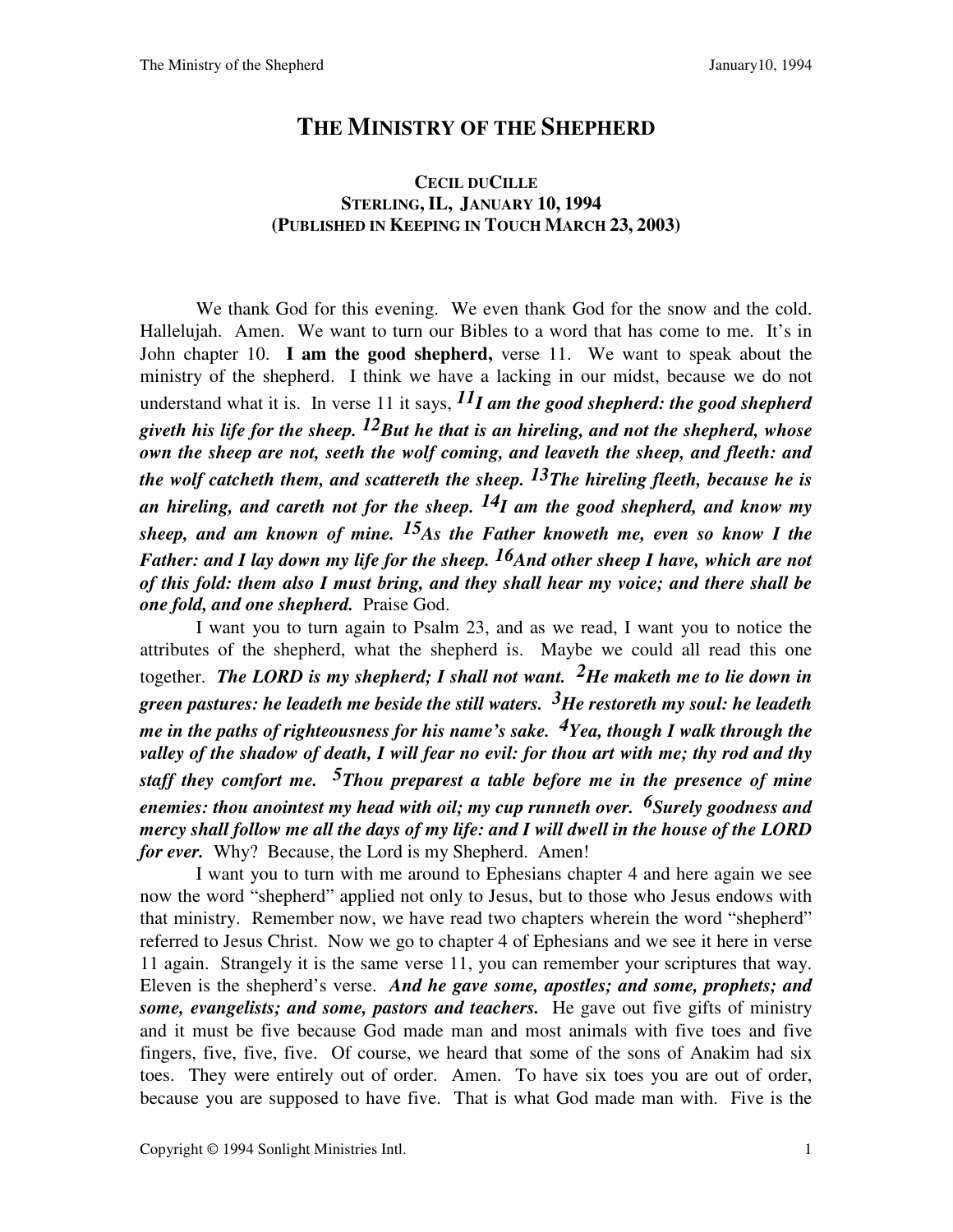# THE MINISTRY OF THE SHEPHERD

**CECIL DUCILLE**
**STERLING, IL, JANUARY 10, 1994**
**(PUBLISHED IN KEEPING IN TOUCH MARCH 23, 2003)**

We thank God for this evening. We even thank God for the snow and the cold. Hallelujah. Amen. We want to turn our Bibles to a word that has come to me. It's in John chapter 10. **I am the good shepherd,** verse 11. We want to speak about the ministry of the shepherd. I think we have a lacking in our midst, because we do not understand what it is. In verse 11 it says, ***11I am the good shepherd: the good shepherd giveth his life for the sheep. 12But he that is an hireling, and not the shepherd, whose own the sheep are not, seeth the wolf coming, and leaveth the sheep, and fleeth: and the wolf catcheth them, and scattereth the sheep. 13The hireling fleeth, because he is an hireling, and careth not for the sheep. 14I am the good shepherd, and know my sheep, and am known of mine. 15As the Father knoweth me, even so know I the Father: and I lay down my life for the sheep. 16And other sheep I have, which are not of this fold: them also I must bring, and they shall hear my voice; and there shall be one fold, and one shepherd.*** Praise God.

I want you to turn again to Psalm 23, and as we read, I want you to notice the attributes of the shepherd, what the shepherd is. Maybe we could all read this one together. ***The LORD is my shepherd; I shall not want. 2He maketh me to lie down in green pastures: he leadeth me beside the still waters. 3He restoreth my soul: he leadeth me in the paths of righteousness for his name's sake. 4Yea, though I walk through the valley of the shadow of death, I will fear no evil: for thou art with me; thy rod and thy staff they comfort me. 5Thou preparest a table before me in the presence of mine enemies: thou anointest my head with oil; my cup runneth over. 6Surely goodness and mercy shall follow me all the days of my life: and I will dwell in the house of the LORD for ever.*** Why? Because, the Lord is my Shepherd. Amen!

I want you to turn with me around to Ephesians chapter 4 and here again we see now the word "shepherd" applied not only to Jesus, but to those who Jesus endows with that ministry. Remember now, we have read two chapters wherein the word "shepherd" referred to Jesus Christ. Now we go to chapter 4 of Ephesians and we see it here in verse 11 again. Strangely it is the same verse 11, you can remember your scriptures that way. Eleven is the shepherd's verse. ***And he gave some, apostles; and some, prophets; and some, evangelists; and some, pastors and teachers.*** He gave out five gifts of ministry and it must be five because God made man and most animals with five toes and five fingers, five, five, five. Of course, we heard that some of the sons of Anakim had six toes. They were entirely out of order. Amen. To have six toes you are out of order, because you are supposed to have five. That is what God made man with. Five is the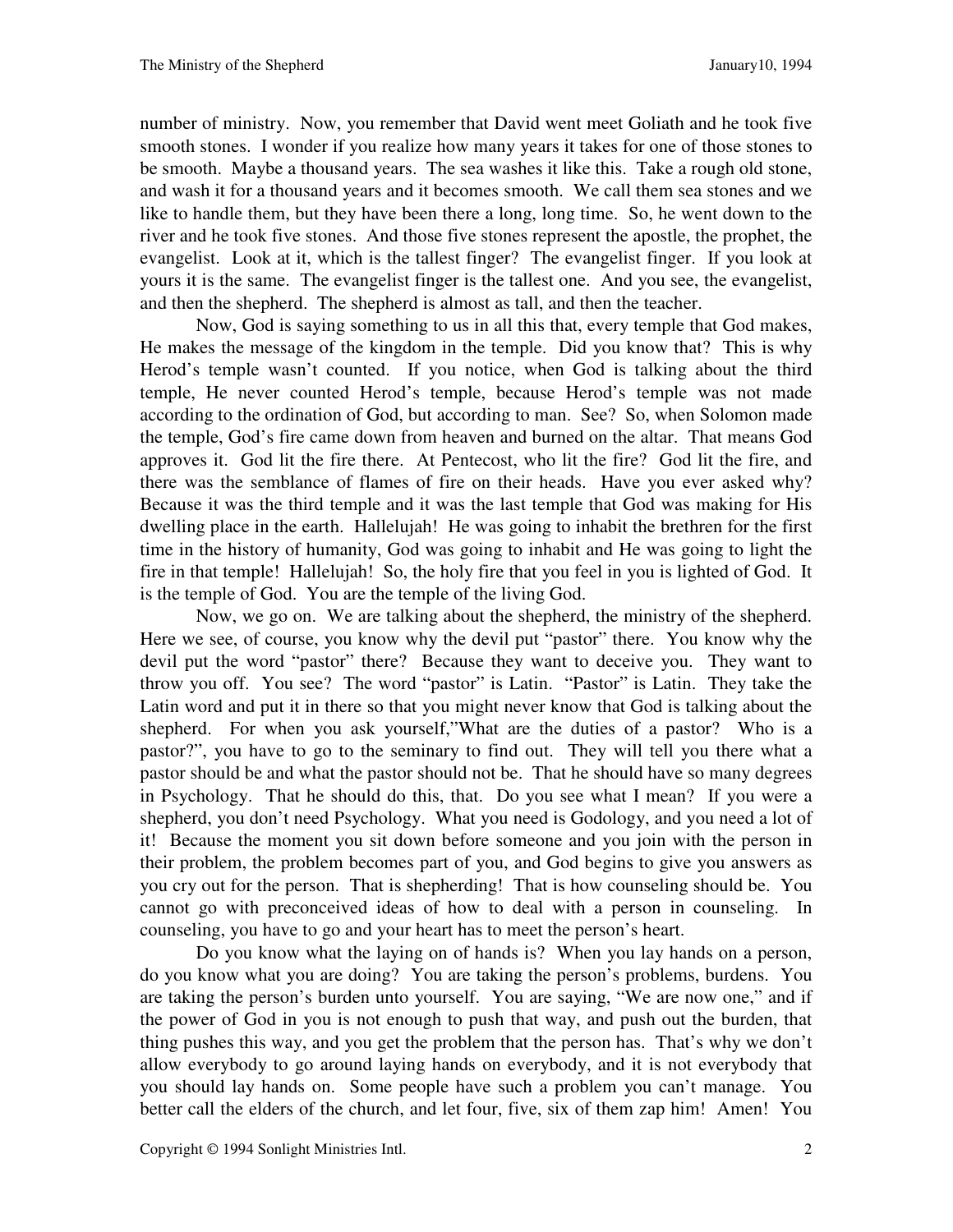number of ministry. Now, you remember that David went meet Goliath and he took five smooth stones. I wonder if you realize how many years it takes for one of those stones to be smooth. Maybe a thousand years. The sea washes it like this. Take a rough old stone, and wash it for a thousand years and it becomes smooth. We call them sea stones and we like to handle them, but they have been there a long, long time. So, he went down to the river and he took five stones. And those five stones represent the apostle, the prophet, the evangelist. Look at it, which is the tallest finger? The evangelist finger. If you look at yours it is the same. The evangelist finger is the tallest one. And you see, the evangelist, and then the shepherd. The shepherd is almost as tall, and then the teacher.

Now, God is saying something to us in all this that, every temple that God makes, He makes the message of the kingdom in the temple. Did you know that? This is why Herod's temple wasn't counted. If you notice, when God is talking about the third temple, He never counted Herod's temple, because Herod's temple was not made according to the ordination of God, but according to man. See? So, when Solomon made the temple, God's fire came down from heaven and burned on the altar. That means God approves it. God lit the fire there. At Pentecost, who lit the fire? God lit the fire, and there was the semblance of flames of fire on their heads. Have you ever asked why? Because it was the third temple and it was the last temple that God was making for His dwelling place in the earth. Hallelujah! He was going to inhabit the brethren for the first time in the history of humanity, God was going to inhabit and He was going to light the fire in that temple! Hallelujah! So, the holy fire that you feel in you is lighted of God. It is the temple of God. You are the temple of the living God.

Now, we go on. We are talking about the shepherd, the ministry of the shepherd. Here we see, of course, you know why the devil put "pastor" there. You know why the devil put the word "pastor" there? Because they want to deceive you. They want to throw you off. You see? The word "pastor" is Latin. "Pastor" is Latin. They take the Latin word and put it in there so that you might never know that God is talking about the shepherd. For when you ask yourself,"What are the duties of a pastor? Who is a pastor?", you have to go to the seminary to find out. They will tell you there what a pastor should be and what the pastor should not be. That he should have so many degrees in Psychology. That he should do this, that. Do you see what I mean? If you were a shepherd, you don't need Psychology. What you need is Godology, and you need a lot of it! Because the moment you sit down before someone and you join with the person in their problem, the problem becomes part of you, and God begins to give you answers as you cry out for the person. That is shepherding! That is how counseling should be. You cannot go with preconceived ideas of how to deal with a person in counseling. In counseling, you have to go and your heart has to meet the person's heart.

Do you know what the laying on of hands is? When you lay hands on a person, do you know what you are doing? You are taking the person's problems, burdens. You are taking the person's burden unto yourself. You are saying, "We are now one," and if the power of God in you is not enough to push that way, and push out the burden, that thing pushes this way, and you get the problem that the person has. That's why we don't allow everybody to go around laying hands on everybody, and it is not everybody that you should lay hands on. Some people have such a problem you can't manage. You better call the elders of the church, and let four, five, six of them zap him! Amen! You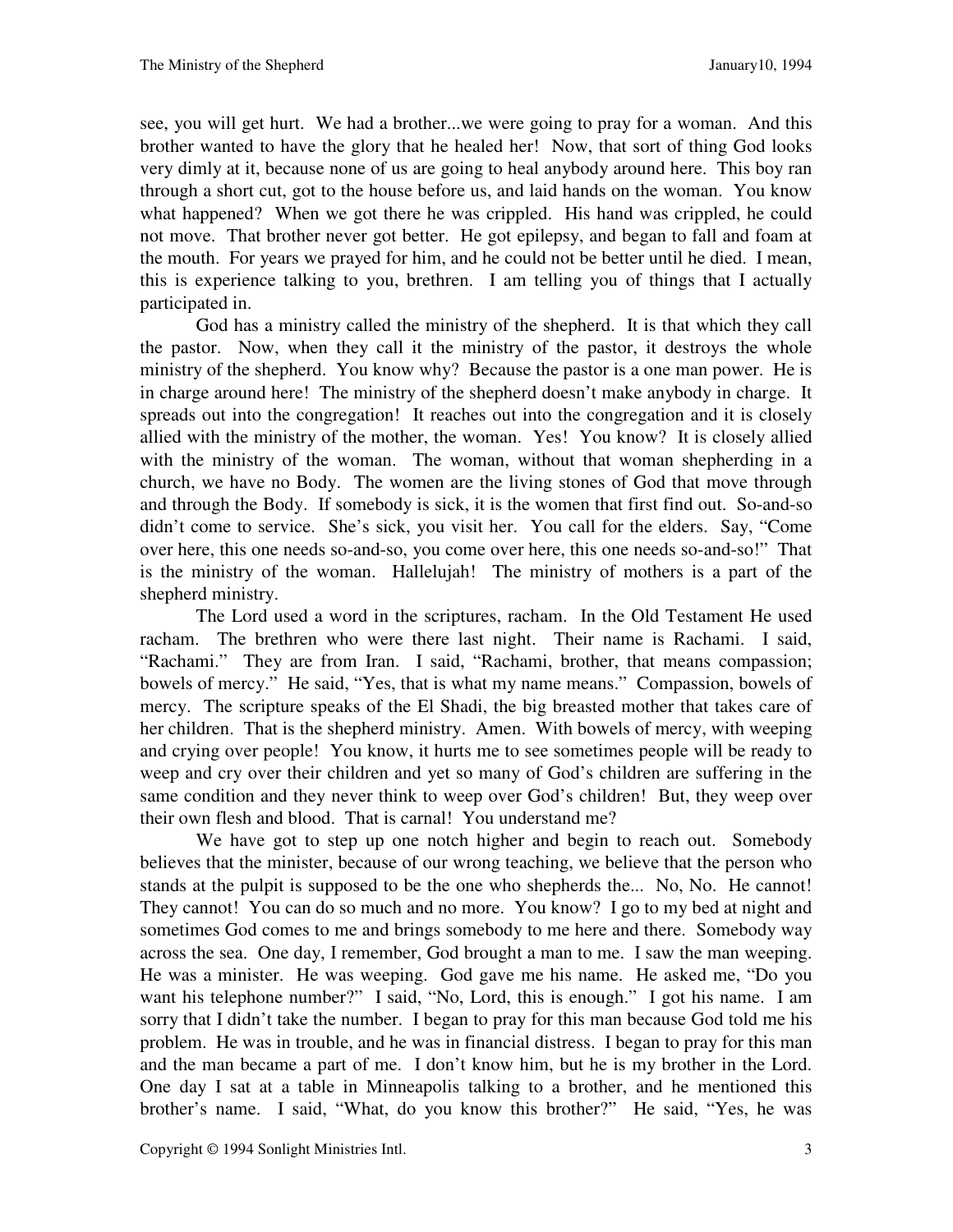see, you will get hurt. We had a brother...we were going to pray for a woman. And this brother wanted to have the glory that he healed her! Now, that sort of thing God looks very dimly at it, because none of us are going to heal anybody around here. This boy ran through a short cut, got to the house before us, and laid hands on the woman. You know what happened? When we got there he was crippled. His hand was crippled, he could not move. That brother never got better. He got epilepsy, and began to fall and foam at the mouth. For years we prayed for him, and he could not be better until he died. I mean, this is experience talking to you, brethren. I am telling you of things that I actually participated in.

God has a ministry called the ministry of the shepherd. It is that which they call the pastor. Now, when they call it the ministry of the pastor, it destroys the whole ministry of the shepherd. You know why? Because the pastor is a one man power. He is in charge around here! The ministry of the shepherd doesn't make anybody in charge. It spreads out into the congregation! It reaches out into the congregation and it is closely allied with the ministry of the mother, the woman. Yes! You know? It is closely allied with the ministry of the woman. The woman, without that woman shepherding in a church, we have no Body. The women are the living stones of God that move through and through the Body. If somebody is sick, it is the women that first find out. So-and-so didn't come to service. She's sick, you visit her. You call for the elders. Say, "Come over here, this one needs so-and-so, you come over here, this one needs so-and-so!" That is the ministry of the woman. Hallelujah! The ministry of mothers is a part of the shepherd ministry.

The Lord used a word in the scriptures, racham. In the Old Testament He used racham. The brethren who were there last night. Their name is Rachami. I said, "Rachami." They are from Iran. I said, "Rachami, brother, that means compassion; bowels of mercy." He said, "Yes, that is what my name means." Compassion, bowels of mercy. The scripture speaks of the El Shadi, the big breasted mother that takes care of her children. That is the shepherd ministry. Amen. With bowels of mercy, with weeping and crying over people! You know, it hurts me to see sometimes people will be ready to weep and cry over their children and yet so many of God's children are suffering in the same condition and they never think to weep over God's children! But, they weep over their own flesh and blood. That is carnal! You understand me?

We have got to step up one notch higher and begin to reach out. Somebody believes that the minister, because of our wrong teaching, we believe that the person who stands at the pulpit is supposed to be the one who shepherds the... No, No. He cannot! They cannot! You can do so much and no more. You know? I go to my bed at night and sometimes God comes to me and brings somebody to me here and there. Somebody way across the sea. One day, I remember, God brought a man to me. I saw the man weeping. He was a minister. He was weeping. God gave me his name. He asked me, "Do you want his telephone number?" I said, "No, Lord, this is enough." I got his name. I am sorry that I didn't take the number. I began to pray for this man because God told me his problem. He was in trouble, and he was in financial distress. I began to pray for this man and the man became a part of me. I don't know him, but he is my brother in the Lord. One day I sat at a table in Minneapolis talking to a brother, and he mentioned this brother's name. I said, "What, do you know this brother?" He said, "Yes, he was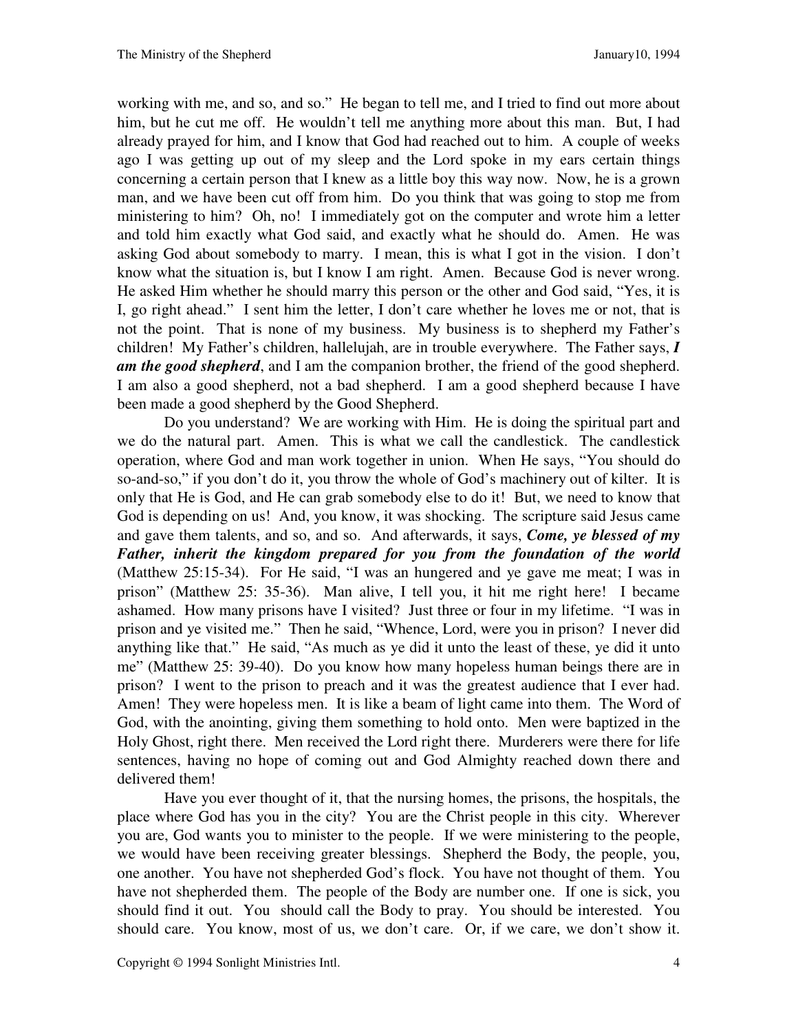working with me, and so, and so." He began to tell me, and I tried to find out more about him, but he cut me off. He wouldn't tell me anything more about this man. But, I had already prayed for him, and I know that God had reached out to him. A couple of weeks ago I was getting up out of my sleep and the Lord spoke in my ears certain things concerning a certain person that I knew as a little boy this way now. Now, he is a grown man, and we have been cut off from him. Do you think that was going to stop me from ministering to him? Oh, no! I immediately got on the computer and wrote him a letter and told him exactly what God said, and exactly what he should do. Amen. He was asking God about somebody to marry. I mean, this is what I got in the vision. I don't know what the situation is, but I know I am right. Amen. Because God is never wrong. He asked Him whether he should marry this person or the other and God said, "Yes, it is I, go right ahead." I sent him the letter, I don't care whether he loves me or not, that is not the point. That is none of my business. My business is to shepherd my Father's children! My Father's children, hallelujah, are in trouble everywhere. The Father says, ***I am the good shepherd***, and I am the companion brother, the friend of the good shepherd. I am also a good shepherd, not a bad shepherd. I am a good shepherd because I have been made a good shepherd by the Good Shepherd.

Do you understand? We are working with Him. He is doing the spiritual part and we do the natural part. Amen. This is what we call the candlestick. The candlestick operation, where God and man work together in union. When He says, "You should do so-and-so," if you don't do it, you throw the whole of God's machinery out of kilter. It is only that He is God, and He can grab somebody else to do it! But, we need to know that God is depending on us! And, you know, it was shocking. The scripture said Jesus came and gave them talents, and so, and so. And afterwards, it says, ***Come, ye blessed of my Father, inherit the kingdom prepared for you from the foundation of the world*** (Matthew 25:15-34). For He said, "I was an hungered and ye gave me meat; I was in prison" (Matthew 25: 35-36). Man alive, I tell you, it hit me right here! I became ashamed. How many prisons have I visited? Just three or four in my lifetime. "I was in prison and ye visited me." Then he said, "Whence, Lord, were you in prison? I never did anything like that." He said, "As much as ye did it unto the least of these, ye did it unto me" (Matthew 25: 39-40). Do you know how many hopeless human beings there are in prison? I went to the prison to preach and it was the greatest audience that I ever had. Amen! They were hopeless men. It is like a beam of light came into them. The Word of God, with the anointing, giving them something to hold onto. Men were baptized in the Holy Ghost, right there. Men received the Lord right there. Murderers were there for life sentences, having no hope of coming out and God Almighty reached down there and delivered them!

Have you ever thought of it, that the nursing homes, the prisons, the hospitals, the place where God has you in the city? You are the Christ people in this city. Wherever you are, God wants you to minister to the people. If we were ministering to the people, we would have been receiving greater blessings. Shepherd the Body, the people, you, one another. You have not shepherded God's flock. You have not thought of them. You have not shepherded them. The people of the Body are number one. If one is sick, you should find it out. You should call the Body to pray. You should be interested. You should care. You know, most of us, we don't care. Or, if we care, we don't show it.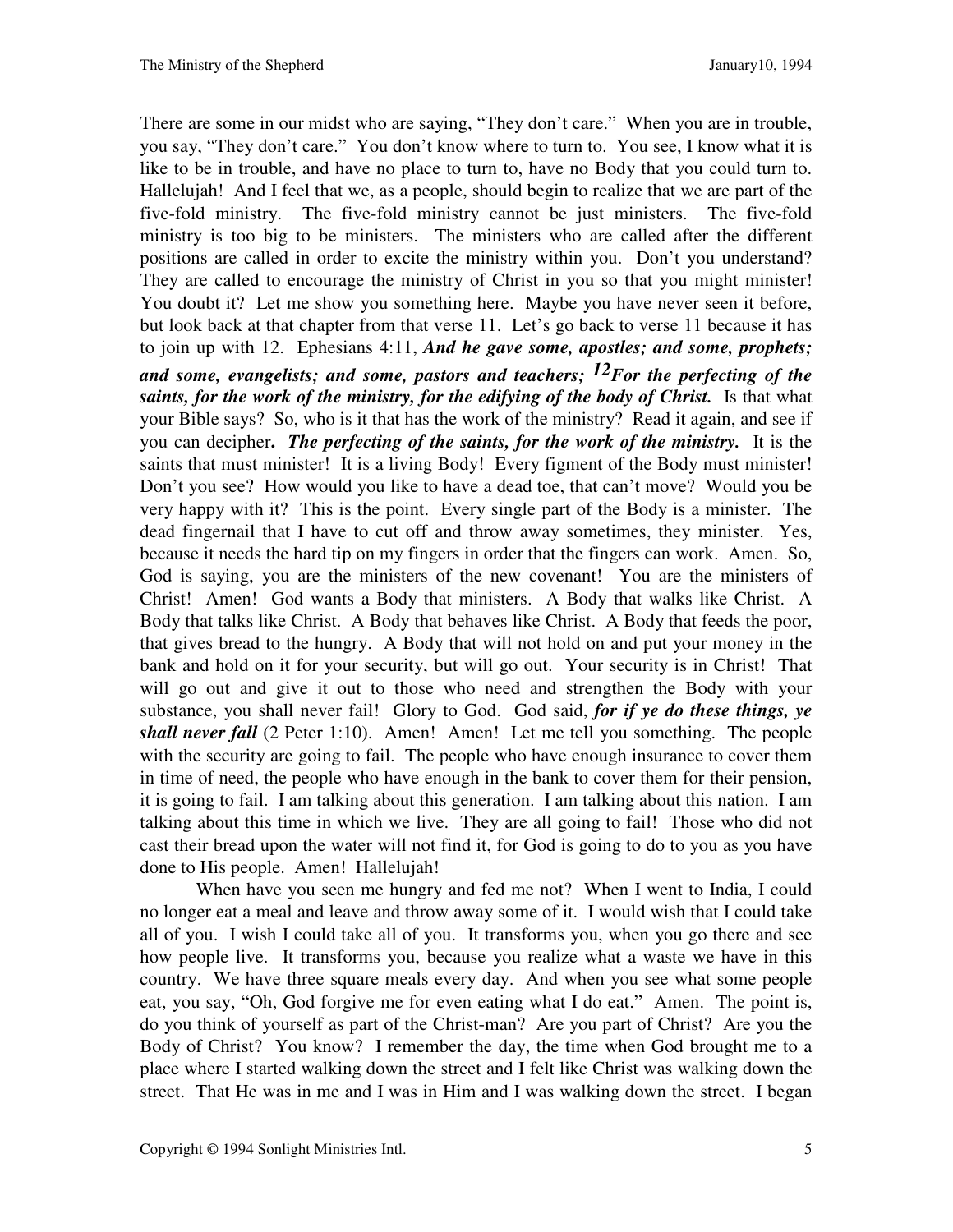There are some in our midst who are saying, "They don't care." When you are in trouble, you say, "They don't care." You don't know where to turn to. You see, I know what it is like to be in trouble, and have no place to turn to, have no Body that you could turn to. Hallelujah! And I feel that we, as a people, should begin to realize that we are part of the five-fold ministry. The five-fold ministry cannot be just ministers. The five-fold ministry is too big to be ministers. The ministers who are called after the different positions are called in order to excite the ministry within you. Don't you understand? They are called to encourage the ministry of Christ in you so that you might minister! You doubt it? Let me show you something here. Maybe you have never seen it before, but look back at that chapter from that verse 11. Let's go back to verse 11 because it has to join up with 12. Ephesians 4:11, ***And he gave some, apostles; and some, prophets; and some, evangelists; and some, pastors and teachers; 12For the perfecting of the saints, for the work of the ministry, for the edifying of the body of Christ.*** Is that what your Bible says? So, who is it that has the work of the ministry? Read it again, and see if you can decipher**.** ***The perfecting of the saints, for the work of the ministry.*** It is the saints that must minister! It is a living Body! Every figment of the Body must minister! Don't you see? How would you like to have a dead toe, that can't move? Would you be very happy with it? This is the point. Every single part of the Body is a minister. The dead fingernail that I have to cut off and throw away sometimes, they minister. Yes, because it needs the hard tip on my fingers in order that the fingers can work. Amen. So, God is saying, you are the ministers of the new covenant! You are the ministers of Christ! Amen! God wants a Body that ministers. A Body that walks like Christ. A Body that talks like Christ. A Body that behaves like Christ. A Body that feeds the poor, that gives bread to the hungry. A Body that will not hold on and put your money in the bank and hold on it for your security, but will go out. Your security is in Christ! That will go out and give it out to those who need and strengthen the Body with your substance, you shall never fail! Glory to God. God said, ***for if ye do these things, ye shall never fall*** (2 Peter 1:10). Amen! Amen! Let me tell you something. The people with the security are going to fail. The people who have enough insurance to cover them in time of need, the people who have enough in the bank to cover them for their pension, it is going to fail. I am talking about this generation. I am talking about this nation. I am talking about this time in which we live. They are all going to fail! Those who did not cast their bread upon the water will not find it, for God is going to do to you as you have done to His people. Amen! Hallelujah!

When have you seen me hungry and fed me not? When I went to India, I could no longer eat a meal and leave and throw away some of it. I would wish that I could take all of you. I wish I could take all of you. It transforms you, when you go there and see how people live. It transforms you, because you realize what a waste we have in this country. We have three square meals every day. And when you see what some people eat, you say, "Oh, God forgive me for even eating what I do eat." Amen. The point is, do you think of yourself as part of the Christ-man? Are you part of Christ? Are you the Body of Christ? You know? I remember the day, the time when God brought me to a place where I started walking down the street and I felt like Christ was walking down the street. That He was in me and I was in Him and I was walking down the street. I began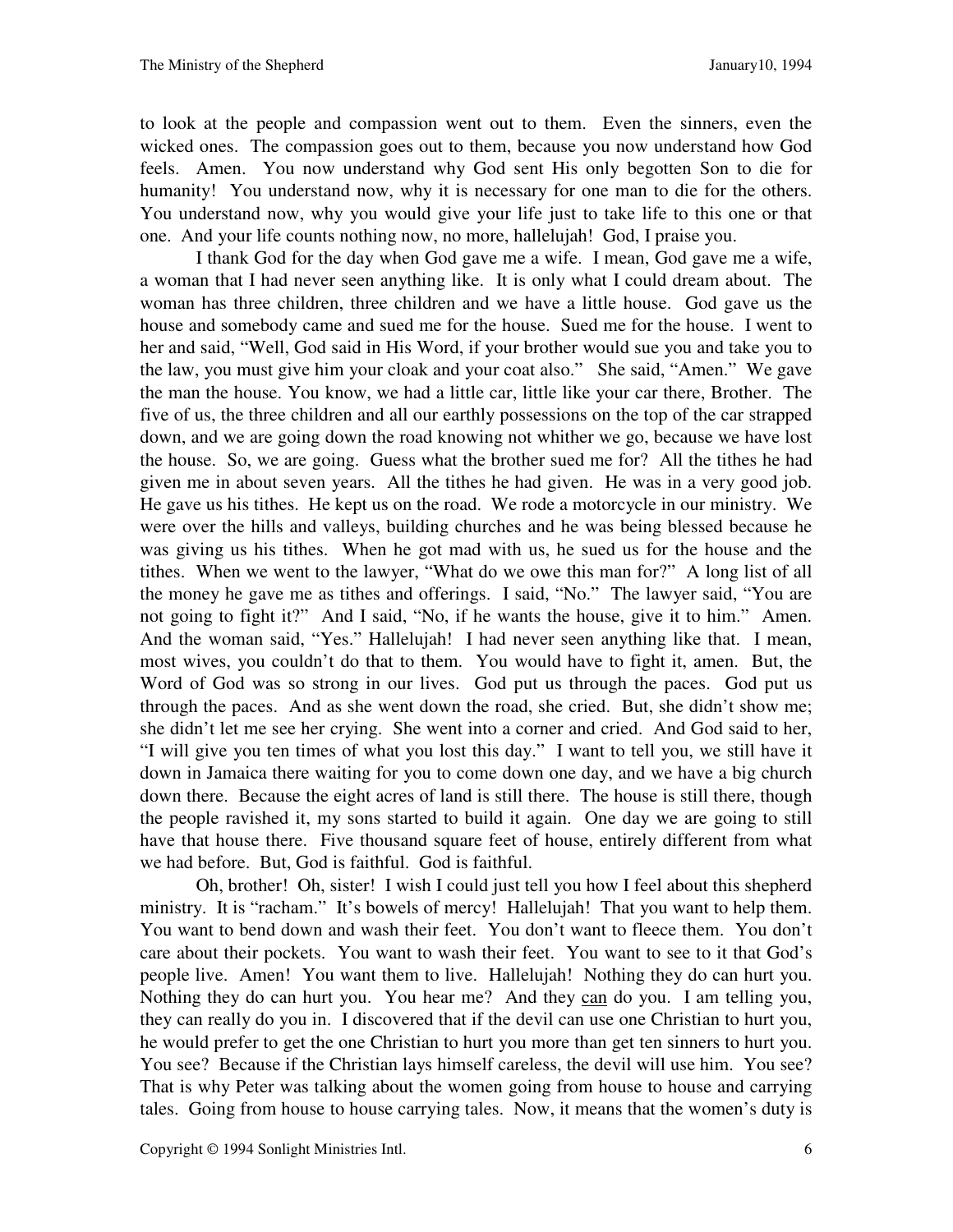to look at the people and compassion went out to them. Even the sinners, even the wicked ones. The compassion goes out to them, because you now understand how God feels. Amen. You now understand why God sent His only begotten Son to die for humanity! You understand now, why it is necessary for one man to die for the others. You understand now, why you would give your life just to take life to this one or that one. And your life counts nothing now, no more, hallelujah! God, I praise you.

I thank God for the day when God gave me a wife. I mean, God gave me a wife, a woman that I had never seen anything like. It is only what I could dream about. The woman has three children, three children and we have a little house. God gave us the house and somebody came and sued me for the house. Sued me for the house. I went to her and said, "Well, God said in His Word, if your brother would sue you and take you to the law, you must give him your cloak and your coat also." She said, "Amen." We gave the man the house. You know, we had a little car, little like your car there, Brother. The five of us, the three children and all our earthly possessions on the top of the car strapped down, and we are going down the road knowing not whither we go, because we have lost the house. So, we are going. Guess what the brother sued me for? All the tithes he had given me in about seven years. All the tithes he had given. He was in a very good job. He gave us his tithes. He kept us on the road. We rode a motorcycle in our ministry. We were over the hills and valleys, building churches and he was being blessed because he was giving us his tithes. When he got mad with us, he sued us for the house and the tithes. When we went to the lawyer, "What do we owe this man for?" A long list of all the money he gave me as tithes and offerings. I said, "No." The lawyer said, "You are not going to fight it?" And I said, "No, if he wants the house, give it to him." Amen. And the woman said, "Yes." Hallelujah! I had never seen anything like that. I mean, most wives, you couldn't do that to them. You would have to fight it, amen. But, the Word of God was so strong in our lives. God put us through the paces. God put us through the paces. And as she went down the road, she cried. But, she didn't show me; she didn't let me see her crying. She went into a corner and cried. And God said to her, "I will give you ten times of what you lost this day." I want to tell you, we still have it down in Jamaica there waiting for you to come down one day, and we have a big church down there. Because the eight acres of land is still there. The house is still there, though the people ravished it, my sons started to build it again. One day we are going to still have that house there. Five thousand square feet of house, entirely different from what we had before. But, God is faithful. God is faithful.

Oh, brother! Oh, sister! I wish I could just tell you how I feel about this shepherd ministry. It is "racham." It's bowels of mercy! Hallelujah! That you want to help them. You want to bend down and wash their feet. You don't want to fleece them. You don't care about their pockets. You want to wash their feet. You want to see to it that God's people live. Amen! You want them to live. Hallelujah! Nothing they do can hurt you. Nothing they do can hurt you. You hear me? And they <u>can</u> do you. I am telling you, they can really do you in. I discovered that if the devil can use one Christian to hurt you, he would prefer to get the one Christian to hurt you more than get ten sinners to hurt you. You see? Because if the Christian lays himself careless, the devil will use him. You see? That is why Peter was talking about the women going from house to house and carrying tales. Going from house to house carrying tales. Now, it means that the women's duty is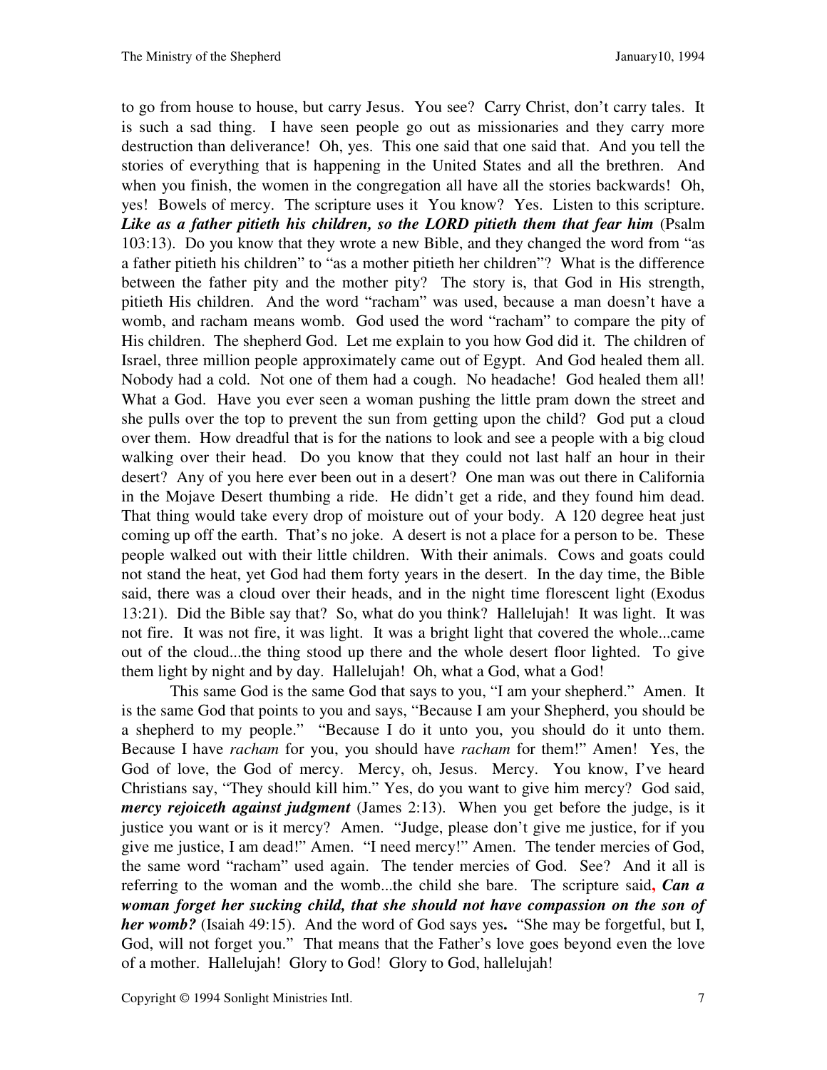to go from house to house, but carry Jesus. You see? Carry Christ, don't carry tales. It is such a sad thing. I have seen people go out as missionaries and they carry more destruction than deliverance! Oh, yes. This one said that one said that. And you tell the stories of everything that is happening in the United States and all the brethren. And when you finish, the women in the congregation all have all the stories backwards! Oh, yes! Bowels of mercy. The scripture uses it You know? Yes. Listen to this scripture. ***Like as a father pitieth his children, so the LORD pitieth them that fear him*** (Psalm 103:13). Do you know that they wrote a new Bible, and they changed the word from "as a father pitieth his children" to "as a mother pitieth her children"? What is the difference between the father pity and the mother pity? The story is, that God in His strength, pitieth His children. And the word "racham" was used, because a man doesn't have a womb, and racham means womb. God used the word "racham" to compare the pity of His children. The shepherd God. Let me explain to you how God did it. The children of Israel, three million people approximately came out of Egypt. And God healed them all. Nobody had a cold. Not one of them had a cough. No headache! God healed them all! What a God. Have you ever seen a woman pushing the little pram down the street and she pulls over the top to prevent the sun from getting upon the child? God put a cloud over them. How dreadful that is for the nations to look and see a people with a big cloud walking over their head. Do you know that they could not last half an hour in their desert? Any of you here ever been out in a desert? One man was out there in California in the Mojave Desert thumbing a ride. He didn't get a ride, and they found him dead. That thing would take every drop of moisture out of your body. A 120 degree heat just coming up off the earth. That's no joke. A desert is not a place for a person to be. These people walked out with their little children. With their animals. Cows and goats could not stand the heat, yet God had them forty years in the desert. In the day time, the Bible said, there was a cloud over their heads, and in the night time florescent light (Exodus 13:21). Did the Bible say that? So, what do you think? Hallelujah! It was light. It was not fire. It was not fire, it was light. It was a bright light that covered the whole...came out of the cloud...the thing stood up there and the whole desert floor lighted. To give them light by night and by day. Hallelujah! Oh, what a God, what a God!

This same God is the same God that says to you, "I am your shepherd." Amen. It is the same God that points to you and says, "Because I am your Shepherd, you should be a shepherd to my people." "Because I do it unto you, you should do it unto them. Because I have *racham* for you, you should have *racham* for them!" Amen! Yes, the God of love, the God of mercy. Mercy, oh, Jesus. Mercy. You know, I've heard Christians say, "They should kill him." Yes, do you want to give him mercy? God said, ***mercy rejoiceth against judgment*** (James 2:13). When you get before the judge, is it justice you want or is it mercy? Amen. "Judge, please don't give me justice, for if you give me justice, I am dead!" Amen. "I need mercy!" Amen. The tender mercies of God, the same word "racham" used again. The tender mercies of God. See? And it all is referring to the woman and the womb...the child she bare. The scripture said**,** ***Can a woman forget her sucking child, that she should not have compassion on the son of her womb?*** (Isaiah 49:15). And the word of God says yes**.** "She may be forgetful, but I, God, will not forget you." That means that the Father's love goes beyond even the love of a mother. Hallelujah! Glory to God! Glory to God, hallelujah!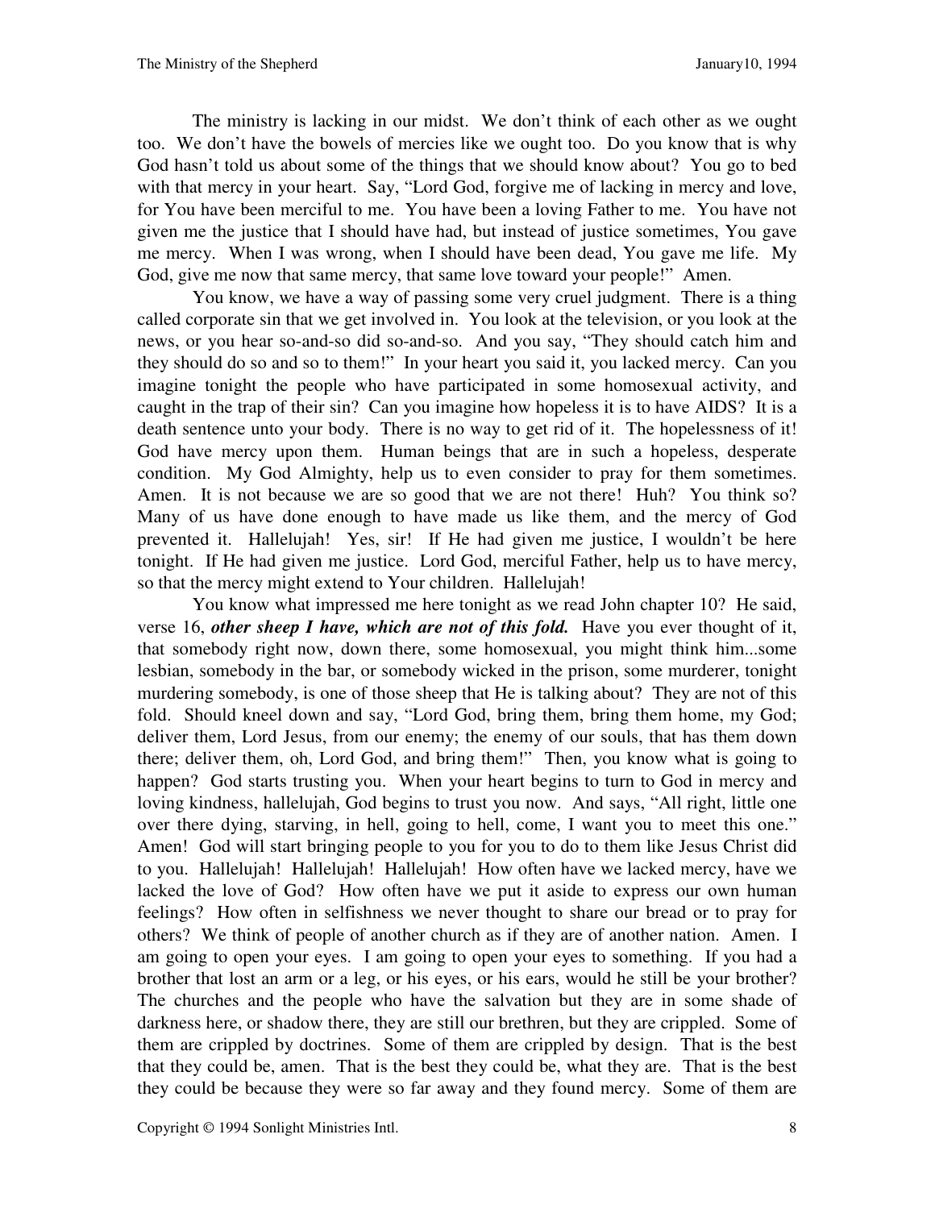The ministry is lacking in our midst. We don't think of each other as we ought too. We don't have the bowels of mercies like we ought too. Do you know that is why God hasn't told us about some of the things that we should know about? You go to bed with that mercy in your heart. Say, "Lord God, forgive me of lacking in mercy and love, for You have been merciful to me. You have been a loving Father to me. You have not given me the justice that I should have had, but instead of justice sometimes, You gave me mercy. When I was wrong, when I should have been dead, You gave me life. My God, give me now that same mercy, that same love toward your people!" Amen.

You know, we have a way of passing some very cruel judgment. There is a thing called corporate sin that we get involved in. You look at the television, or you look at the news, or you hear so-and-so did so-and-so. And you say, "They should catch him and they should do so and so to them!" In your heart you said it, you lacked mercy. Can you imagine tonight the people who have participated in some homosexual activity, and caught in the trap of their sin? Can you imagine how hopeless it is to have AIDS? It is a death sentence unto your body. There is no way to get rid of it. The hopelessness of it! God have mercy upon them. Human beings that are in such a hopeless, desperate condition. My God Almighty, help us to even consider to pray for them sometimes. Amen. It is not because we are so good that we are not there! Huh? You think so? Many of us have done enough to have made us like them, and the mercy of God prevented it. Hallelujah! Yes, sir! If He had given me justice, I wouldn't be here tonight. If He had given me justice. Lord God, merciful Father, help us to have mercy, so that the mercy might extend to Your children. Hallelujah!

You know what impressed me here tonight as we read John chapter 10? He said, verse 16, ***other sheep I have, which are not of this fold.*** Have you ever thought of it, that somebody right now, down there, some homosexual, you might think him...some lesbian, somebody in the bar, or somebody wicked in the prison, some murderer, tonight murdering somebody, is one of those sheep that He is talking about? They are not of this fold. Should kneel down and say, "Lord God, bring them, bring them home, my God; deliver them, Lord Jesus, from our enemy; the enemy of our souls, that has them down there; deliver them, oh, Lord God, and bring them!" Then, you know what is going to happen? God starts trusting you. When your heart begins to turn to God in mercy and loving kindness, hallelujah, God begins to trust you now. And says, "All right, little one over there dying, starving, in hell, going to hell, come, I want you to meet this one." Amen! God will start bringing people to you for you to do to them like Jesus Christ did to you. Hallelujah! Hallelujah! Hallelujah! How often have we lacked mercy, have we lacked the love of God? How often have we put it aside to express our own human feelings? How often in selfishness we never thought to share our bread or to pray for others? We think of people of another church as if they are of another nation. Amen. I am going to open your eyes. I am going to open your eyes to something. If you had a brother that lost an arm or a leg, or his eyes, or his ears, would he still be your brother? The churches and the people who have the salvation but they are in some shade of darkness here, or shadow there, they are still our brethren, but they are crippled. Some of them are crippled by doctrines. Some of them are crippled by design. That is the best that they could be, amen. That is the best they could be, what they are. That is the best they could be because they were so far away and they found mercy. Some of them are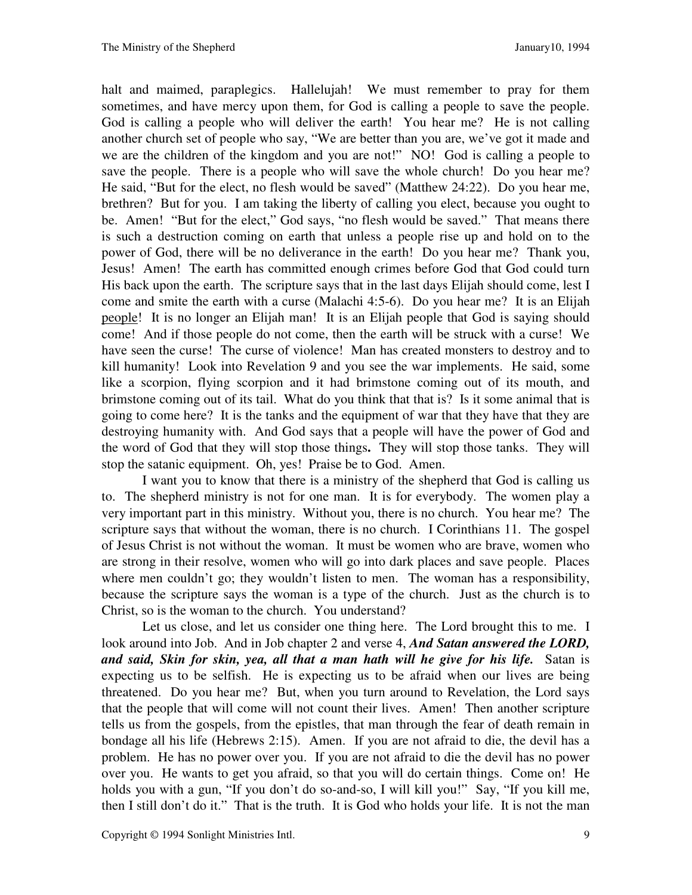halt and maimed, paraplegics. Hallelujah! We must remember to pray for them sometimes, and have mercy upon them, for God is calling a people to save the people. God is calling a people who will deliver the earth! You hear me? He is not calling another church set of people who say, "We are better than you are, we've got it made and we are the children of the kingdom and you are not!" NO! God is calling a people to save the people. There is a people who will save the whole church! Do you hear me? He said, "But for the elect, no flesh would be saved" (Matthew 24:22). Do you hear me, brethren? But for you. I am taking the liberty of calling you elect, because you ought to be. Amen! "But for the elect," God says, "no flesh would be saved." That means there is such a destruction coming on earth that unless a people rise up and hold on to the power of God, there will be no deliverance in the earth! Do you hear me? Thank you, Jesus! Amen! The earth has committed enough crimes before God that God could turn His back upon the earth. The scripture says that in the last days Elijah should come, lest I come and smite the earth with a curse (Malachi 4:5-6). Do you hear me? It is an Elijah <u>people</u>! It is no longer an Elijah man! It is an Elijah people that God is saying should come! And if those people do not come, then the earth will be struck with a curse! We have seen the curse! The curse of violence! Man has created monsters to destroy and to kill humanity! Look into Revelation 9 and you see the war implements. He said, some like a scorpion, flying scorpion and it had brimstone coming out of its mouth, and brimstone coming out of its tail. What do you think that that is? Is it some animal that is going to come here? It is the tanks and the equipment of war that they have that they are destroying humanity with. And God says that a people will have the power of God and the word of God that they will stop those things**.** They will stop those tanks. They will stop the satanic equipment. Oh, yes! Praise be to God. Amen.

I want you to know that there is a ministry of the shepherd that God is calling us to. The shepherd ministry is not for one man. It is for everybody. The women play a very important part in this ministry. Without you, there is no church. You hear me? The scripture says that without the woman, there is no church. I Corinthians 11. The gospel of Jesus Christ is not without the woman. It must be women who are brave, women who are strong in their resolve, women who will go into dark places and save people. Places where men couldn't go; they wouldn't listen to men. The woman has a responsibility, because the scripture says the woman is a type of the church. Just as the church is to Christ, so is the woman to the church. You understand?

Let us close, and let us consider one thing here. The Lord brought this to me. I look around into Job. And in Job chapter 2 and verse 4, ***And Satan answered the LORD, and said, Skin for skin, yea, all that a man hath will he give for his life.*** Satan is expecting us to be selfish. He is expecting us to be afraid when our lives are being threatened. Do you hear me? But, when you turn around to Revelation, the Lord says that the people that will come will not count their lives. Amen! Then another scripture tells us from the gospels, from the epistles, that man through the fear of death remain in bondage all his life (Hebrews 2:15). Amen. If you are not afraid to die, the devil has a problem. He has no power over you. If you are not afraid to die the devil has no power over you. He wants to get you afraid, so that you will do certain things. Come on! He holds you with a gun, "If you don't do so-and-so, I will kill you!" Say, "If you kill me, then I still don't do it." That is the truth. It is God who holds your life. It is not the man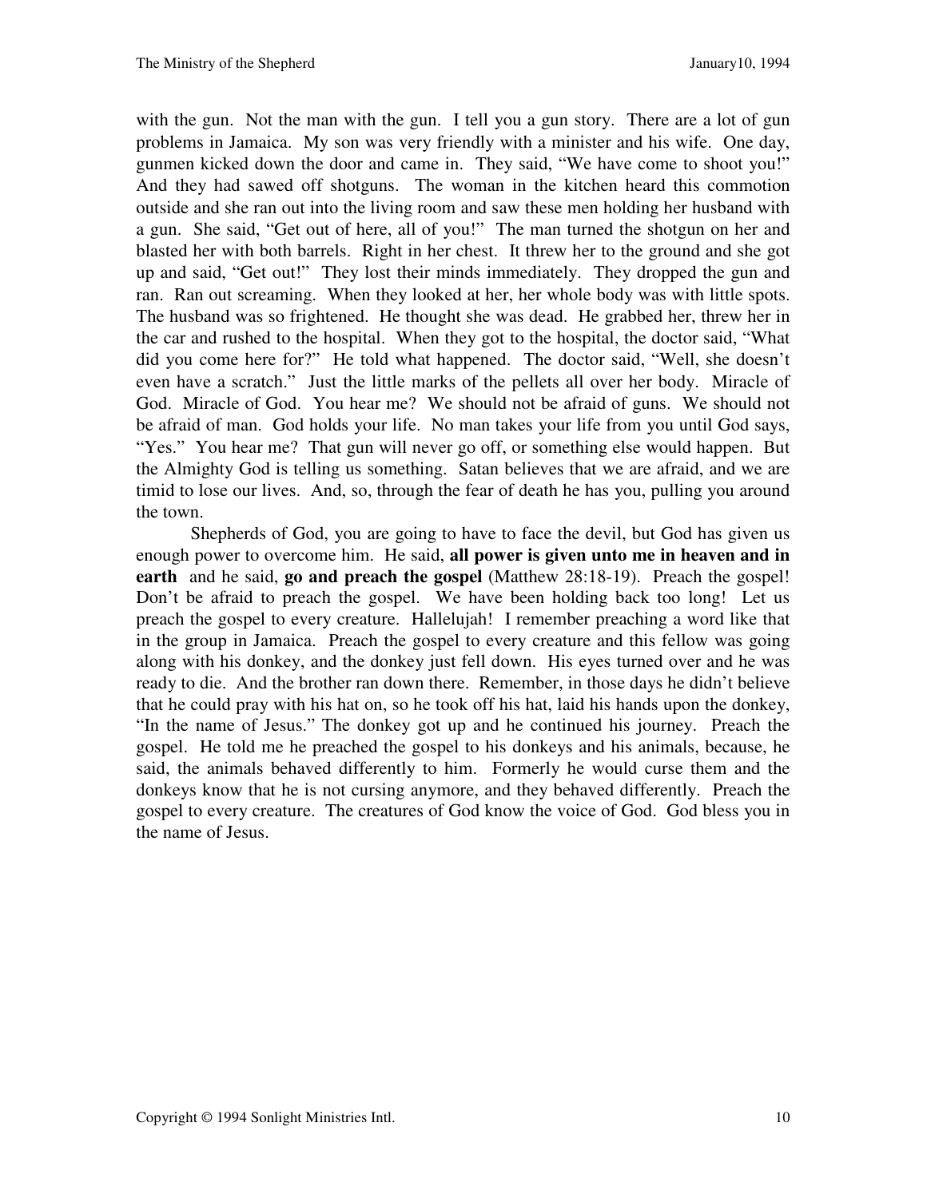with the gun. Not the man with the gun. I tell you a gun story. There are a lot of gun problems in Jamaica. My son was very friendly with a minister and his wife. One day, gunmen kicked down the door and came in. They said, "We have come to shoot you!" And they had sawed off shotguns. The woman in the kitchen heard this commotion outside and she ran out into the living room and saw these men holding her husband with a gun. She said, "Get out of here, all of you!" The man turned the shotgun on her and blasted her with both barrels. Right in her chest. It threw her to the ground and she got up and said, "Get out!" They lost their minds immediately. They dropped the gun and ran. Ran out screaming. When they looked at her, her whole body was with little spots. The husband was so frightened. He thought she was dead. He grabbed her, threw her in the car and rushed to the hospital. When they got to the hospital, the doctor said, "What did you come here for?" He told what happened. The doctor said, "Well, she doesn't even have a scratch." Just the little marks of the pellets all over her body. Miracle of God. Miracle of God. You hear me? We should not be afraid of guns. We should not be afraid of man. God holds your life. No man takes your life from you until God says, "Yes." You hear me? That gun will never go off, or something else would happen. But the Almighty God is telling us something. Satan believes that we are afraid, and we are timid to lose our lives. And, so, through the fear of death he has you, pulling you around the town.

Shepherds of God, you are going to have to face the devil, but God has given us enough power to overcome him. He said, **all power is given unto me in heaven and in earth** and he said, **go and preach the gospel** (Matthew 28:18-19). Preach the gospel! Don't be afraid to preach the gospel. We have been holding back too long! Let us preach the gospel to every creature. Hallelujah! I remember preaching a word like that in the group in Jamaica. Preach the gospel to every creature and this fellow was going along with his donkey, and the donkey just fell down. His eyes turned over and he was ready to die. And the brother ran down there. Remember, in those days he didn't believe that he could pray with his hat on, so he took off his hat, laid his hands upon the donkey, "In the name of Jesus." The donkey got up and he continued his journey. Preach the gospel. He told me he preached the gospel to his donkeys and his animals, because, he said, the animals behaved differently to him. Formerly he would curse them and the donkeys know that he is not cursing anymore, and they behaved differently. Preach the gospel to every creature. The creatures of God know the voice of God. God bless you in the name of Jesus.